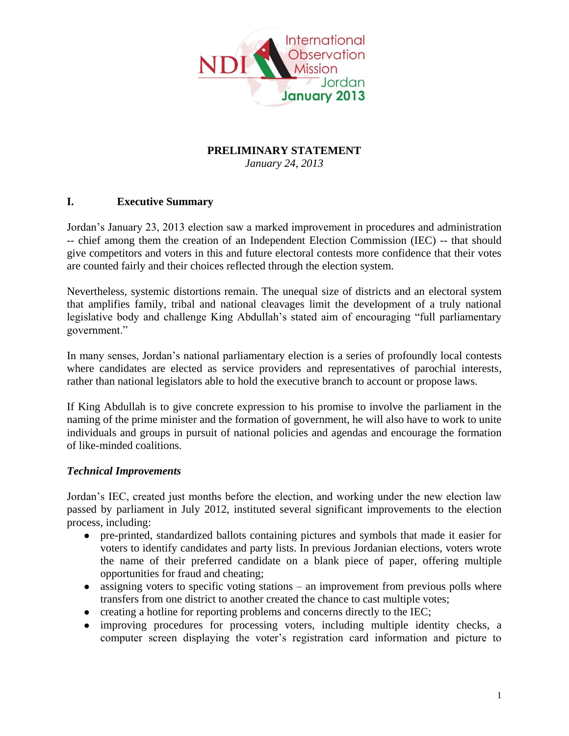NDI International Observation Mission Jordan January 2013

**PRELIMINARY STATEMENT**

*January 24, 2013*

## I. Executive Summary

Jordan's January 23, 2013 election saw a marked improvement in procedures and administration -- chief among them the creation of an Independent Election Commission (IEC) -- that should give competitors and voters in this and future electoral contests more confidence that their votes are counted fairly and their choices reflected through the election system.

Nevertheless, systemic distortions remain. The unequal size of districts and an electoral system that amplifies family, tribal and national cleavages limit the development of a truly national legislative body and challenge King Abdullah's stated aim of encouraging "full parliamentary government."

In many senses, Jordan's national parliamentary election is a series of profoundly local contests where candidates are elected as service providers and representatives of parochial interests, rather than national legislators able to hold the executive branch to account or propose laws.

If King Abdullah is to give concrete expression to his promise to involve the parliament in the naming of the prime minister and the formation of government, he will also have to work to unite individuals and groups in pursuit of national policies and agendas and encourage the formation of like-minded coalitions.

### *Technical Improvements*

Jordan's IEC, created just months before the election, and working under the new election law passed by parliament in July 2012, instituted several significant improvements to the election process, including:

- pre-printed, standardized ballots containing pictures and symbols that made it easier for voters to identify candidates and party lists. In previous Jordanian elections, voters wrote the name of their preferred candidate on a blank piece of paper, offering multiple opportunities for fraud and cheating;
- assigning voters to specific voting stations – an improvement from previous polls where transfers from one district to another created the chance to cast multiple votes;
- creating a hotline for reporting problems and concerns directly to the IEC;
- improving procedures for processing voters, including multiple identity checks, a computer screen displaying the voter's registration card information and picture to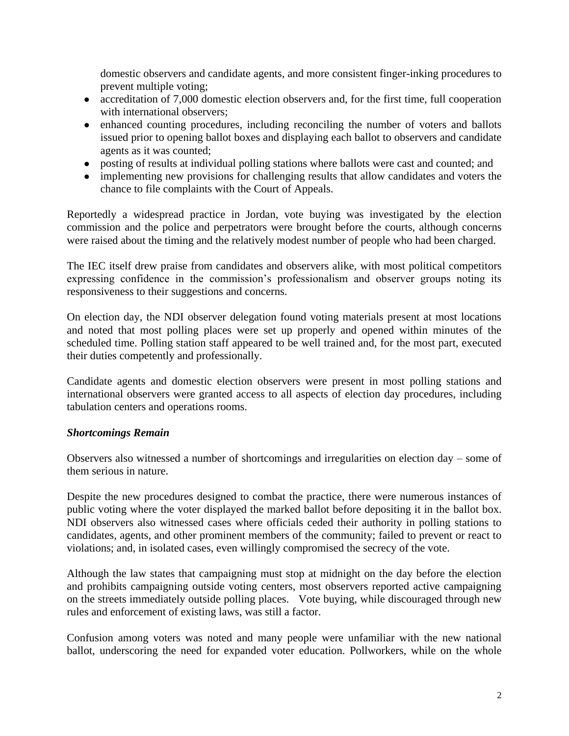domestic observers and candidate agents, and more consistent finger-inking procedures to prevent multiple voting;

- accreditation of 7,000 domestic election observers and, for the first time, full cooperation with international observers;
- enhanced counting procedures, including reconciling the number of voters and ballots issued prior to opening ballot boxes and displaying each ballot to observers and candidate agents as it was counted;
- posting of results at individual polling stations where ballots were cast and counted; and
- implementing new provisions for challenging results that allow candidates and voters the chance to file complaints with the Court of Appeals.

Reportedly a widespread practice in Jordan, vote buying was investigated by the election commission and the police and perpetrators were brought before the courts, although concerns were raised about the timing and the relatively modest number of people who had been charged.

The IEC itself drew praise from candidates and observers alike, with most political competitors expressing confidence in the commission's professionalism and observer groups noting its responsiveness to their suggestions and concerns.

On election day, the NDI observer delegation found voting materials present at most locations and noted that most polling places were set up properly and opened within minutes of the scheduled time. Polling station staff appeared to be well trained and, for the most part, executed their duties competently and professionally.

Candidate agents and domestic election observers were present in most polling stations and international observers were granted access to all aspects of election day procedures, including tabulation centers and operations rooms.

***Shortcomings Remain***

Observers also witnessed a number of shortcomings and irregularities on election day – some of them serious in nature.

Despite the new procedures designed to combat the practice, there were numerous instances of public voting where the voter displayed the marked ballot before depositing it in the ballot box. NDI observers also witnessed cases where officials ceded their authority in polling stations to candidates, agents, and other prominent members of the community; failed to prevent or react to violations; and, in isolated cases, even willingly compromised the secrecy of the vote.

Although the law states that campaigning must stop at midnight on the day before the election and prohibits campaigning outside voting centers, most observers reported active campaigning on the streets immediately outside polling places. Vote buying, while discouraged through new rules and enforcement of existing laws, was still a factor.

Confusion among voters was noted and many people were unfamiliar with the new national ballot, underscoring the need for expanded voter education. Pollworkers, while on the whole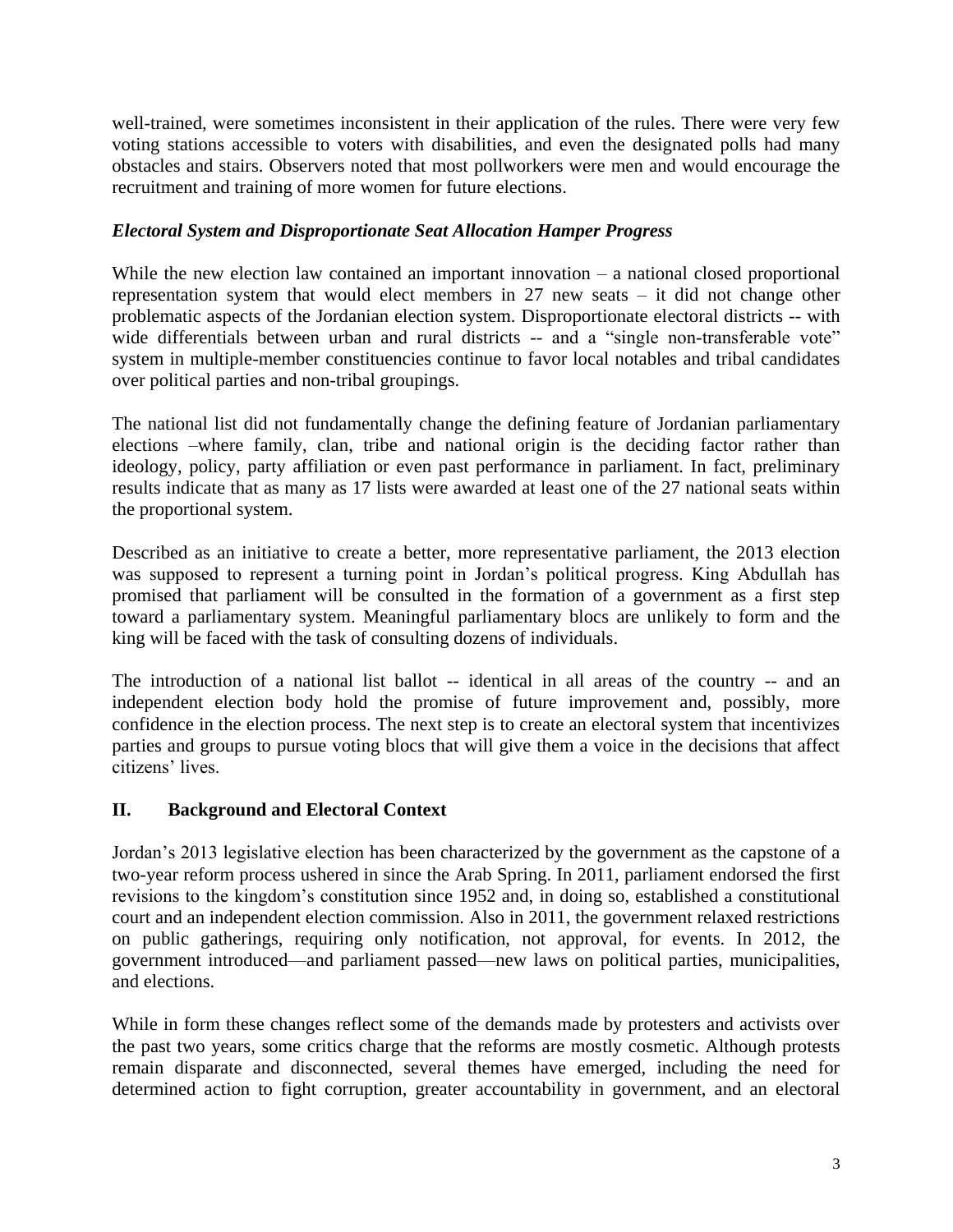well-trained, were sometimes inconsistent in their application of the rules. There were very few voting stations accessible to voters with disabilities, and even the designated polls had many obstacles and stairs. Observers noted that most pollworkers were men and would encourage the recruitment and training of more women for future elections.

***Electoral System and Disproportionate Seat Allocation Hamper Progress***

While the new election law contained an important innovation – a national closed proportional representation system that would elect members in 27 new seats – it did not change other problematic aspects of the Jordanian election system. Disproportionate electoral districts -- with wide differentials between urban and rural districts -- and a "single non-transferable vote" system in multiple-member constituencies continue to favor local notables and tribal candidates over political parties and non-tribal groupings.

The national list did not fundamentally change the defining feature of Jordanian parliamentary elections –where family, clan, tribe and national origin is the deciding factor rather than ideology, policy, party affiliation or even past performance in parliament. In fact, preliminary results indicate that as many as 17 lists were awarded at least one of the 27 national seats within the proportional system.

Described as an initiative to create a better, more representative parliament, the 2013 election was supposed to represent a turning point in Jordan's political progress. King Abdullah has promised that parliament will be consulted in the formation of a government as a first step toward a parliamentary system. Meaningful parliamentary blocs are unlikely to form and the king will be faced with the task of consulting dozens of individuals.

The introduction of a national list ballot -- identical in all areas of the country -- and an independent election body hold the promise of future improvement and, possibly, more confidence in the election process. The next step is to create an electoral system that incentivizes parties and groups to pursue voting blocs that will give them a voice in the decisions that affect citizens' lives.

## II. Background and Electoral Context

Jordan's 2013 legislative election has been characterized by the government as the capstone of a two-year reform process ushered in since the Arab Spring. In 2011, parliament endorsed the first revisions to the kingdom's constitution since 1952 and, in doing so, established a constitutional court and an independent election commission. Also in 2011, the government relaxed restrictions on public gatherings, requiring only notification, not approval, for events. In 2012, the government introduced—and parliament passed—new laws on political parties, municipalities, and elections.

While in form these changes reflect some of the demands made by protesters and activists over the past two years, some critics charge that the reforms are mostly cosmetic. Although protests remain disparate and disconnected, several themes have emerged, including the need for determined action to fight corruption, greater accountability in government, and an electoral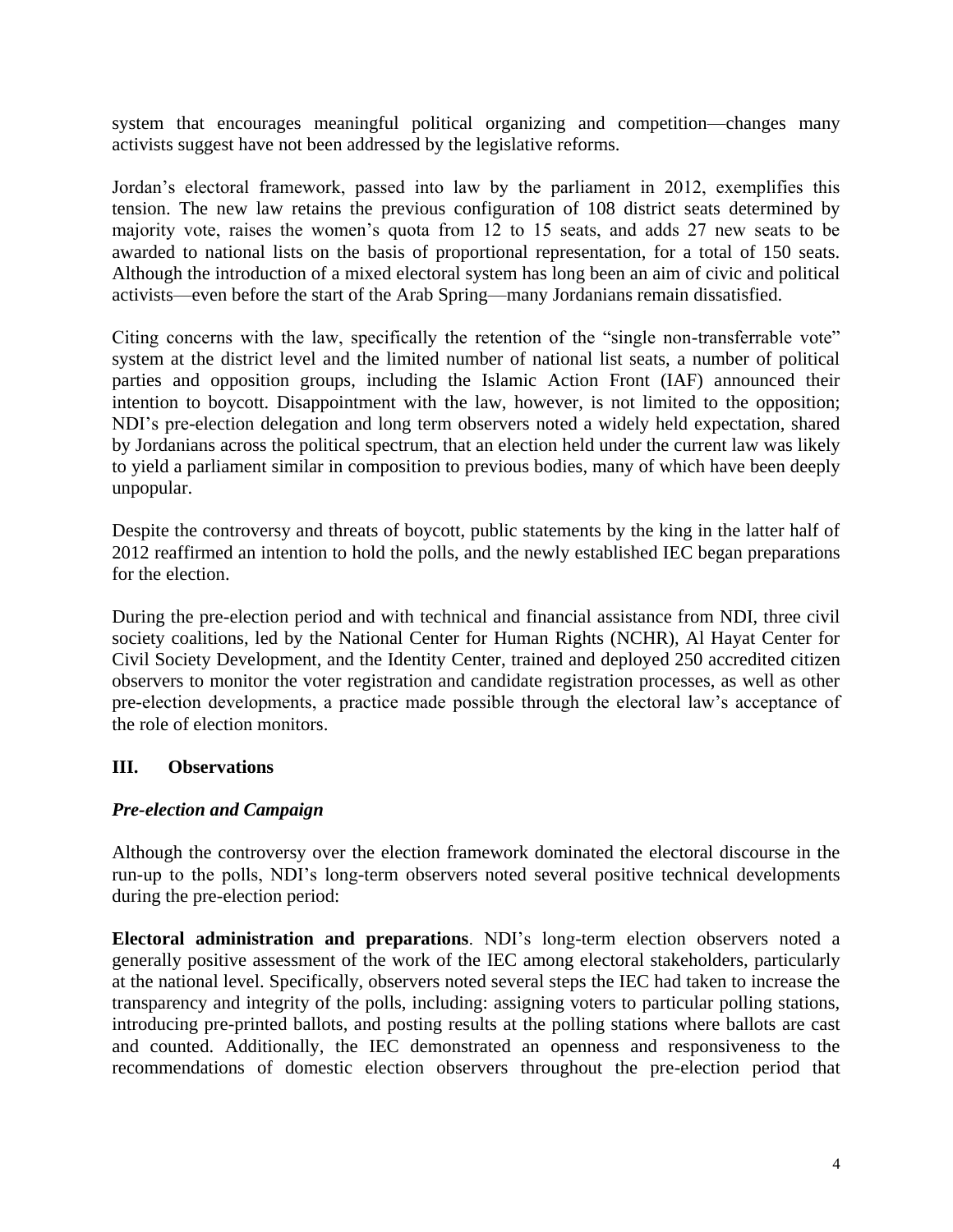system that encourages meaningful political organizing and competition—changes many activists suggest have not been addressed by the legislative reforms.

Jordan's electoral framework, passed into law by the parliament in 2012, exemplifies this tension. The new law retains the previous configuration of 108 district seats determined by majority vote, raises the women's quota from 12 to 15 seats, and adds 27 new seats to be awarded to national lists on the basis of proportional representation, for a total of 150 seats. Although the introduction of a mixed electoral system has long been an aim of civic and political activists—even before the start of the Arab Spring—many Jordanians remain dissatisfied.

Citing concerns with the law, specifically the retention of the "single non-transferrable vote" system at the district level and the limited number of national list seats, a number of political parties and opposition groups, including the Islamic Action Front (IAF) announced their intention to boycott. Disappointment with the law, however, is not limited to the opposition; NDI's pre-election delegation and long term observers noted a widely held expectation, shared by Jordanians across the political spectrum, that an election held under the current law was likely to yield a parliament similar in composition to previous bodies, many of which have been deeply unpopular.

Despite the controversy and threats of boycott, public statements by the king in the latter half of 2012 reaffirmed an intention to hold the polls, and the newly established IEC began preparations for the election.

During the pre-election period and with technical and financial assistance from NDI, three civil society coalitions, led by the National Center for Human Rights (NCHR), Al Hayat Center for Civil Society Development, and the Identity Center, trained and deployed 250 accredited citizen observers to monitor the voter registration and candidate registration processes, as well as other pre-election developments, a practice made possible through the electoral law's acceptance of the role of election monitors.

## III. Observations

### *Pre-election and Campaign*

Although the controversy over the election framework dominated the electoral discourse in the run-up to the polls, NDI's long-term observers noted several positive technical developments during the pre-election period:

**Electoral administration and preparations**. NDI's long-term election observers noted a generally positive assessment of the work of the IEC among electoral stakeholders, particularly at the national level. Specifically, observers noted several steps the IEC had taken to increase the transparency and integrity of the polls, including: assigning voters to particular polling stations, introducing pre-printed ballots, and posting results at the polling stations where ballots are cast and counted. Additionally, the IEC demonstrated an openness and responsiveness to the recommendations of domestic election observers throughout the pre-election period that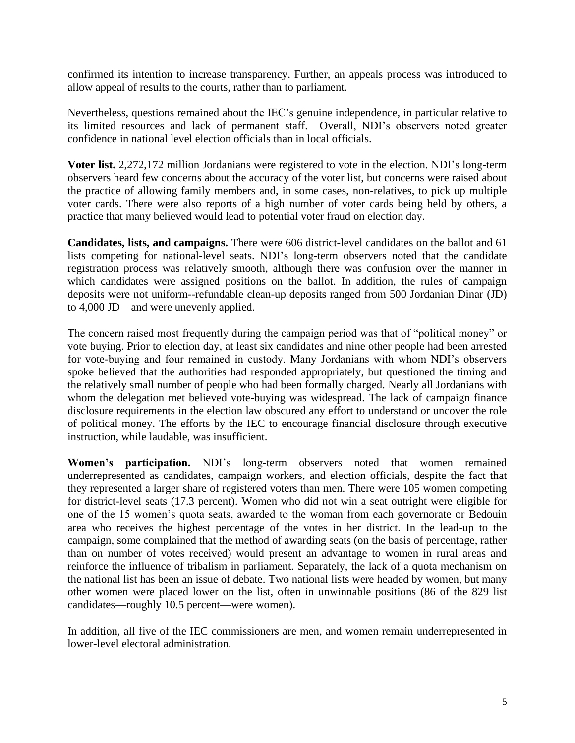confirmed its intention to increase transparency. Further, an appeals process was introduced to allow appeal of results to the courts, rather than to parliament.

Nevertheless, questions remained about the IEC's genuine independence, in particular relative to its limited resources and lack of permanent staff. Overall, NDI's observers noted greater confidence in national level election officials than in local officials.

**Voter list.** 2,272,172 million Jordanians were registered to vote in the election. NDI's long-term observers heard few concerns about the accuracy of the voter list, but concerns were raised about the practice of allowing family members and, in some cases, non-relatives, to pick up multiple voter cards. There were also reports of a high number of voter cards being held by others, a practice that many believed would lead to potential voter fraud on election day.

**Candidates, lists, and campaigns.** There were 606 district-level candidates on the ballot and 61 lists competing for national-level seats. NDI's long-term observers noted that the candidate registration process was relatively smooth, although there was confusion over the manner in which candidates were assigned positions on the ballot. In addition, the rules of campaign deposits were not uniform--refundable clean-up deposits ranged from 500 Jordanian Dinar (JD) to 4,000 JD – and were unevenly applied.

The concern raised most frequently during the campaign period was that of "political money" or vote buying. Prior to election day, at least six candidates and nine other people had been arrested for vote-buying and four remained in custody. Many Jordanians with whom NDI's observers spoke believed that the authorities had responded appropriately, but questioned the timing and the relatively small number of people who had been formally charged. Nearly all Jordanians with whom the delegation met believed vote-buying was widespread. The lack of campaign finance disclosure requirements in the election law obscured any effort to understand or uncover the role of political money. The efforts by the IEC to encourage financial disclosure through executive instruction, while laudable, was insufficient.

**Women's participation.** NDI's long-term observers noted that women remained underrepresented as candidates, campaign workers, and election officials, despite the fact that they represented a larger share of registered voters than men. There were 105 women competing for district-level seats (17.3 percent). Women who did not win a seat outright were eligible for one of the 15 women's quota seats, awarded to the woman from each governorate or Bedouin area who receives the highest percentage of the votes in her district. In the lead-up to the campaign, some complained that the method of awarding seats (on the basis of percentage, rather than on number of votes received) would present an advantage to women in rural areas and reinforce the influence of tribalism in parliament. Separately, the lack of a quota mechanism on the national list has been an issue of debate. Two national lists were headed by women, but many other women were placed lower on the list, often in unwinnable positions (86 of the 829 list candidates—roughly 10.5 percent—were women).

In addition, all five of the IEC commissioners are men, and women remain underrepresented in lower-level electoral administration.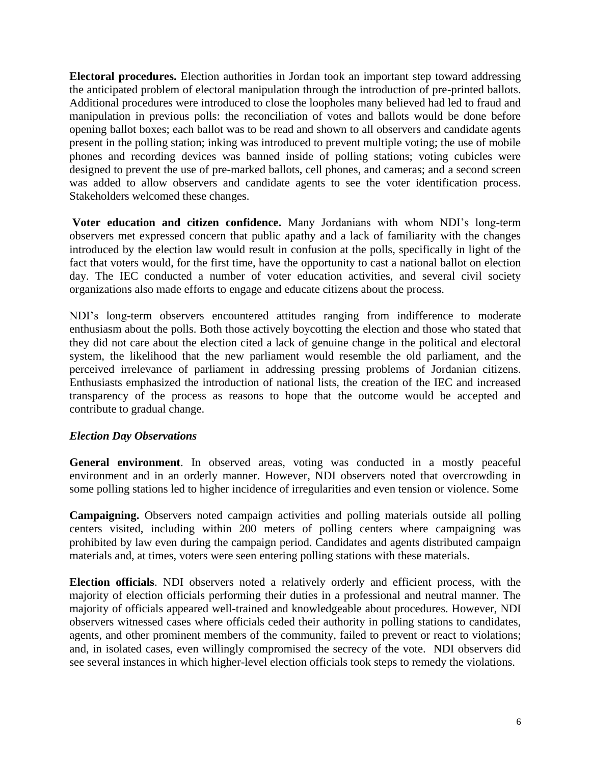**Electoral procedures.** Election authorities in Jordan took an important step toward addressing the anticipated problem of electoral manipulation through the introduction of pre-printed ballots. Additional procedures were introduced to close the loopholes many believed had led to fraud and manipulation in previous polls: the reconciliation of votes and ballots would be done before opening ballot boxes; each ballot was to be read and shown to all observers and candidate agents present in the polling station; inking was introduced to prevent multiple voting; the use of mobile phones and recording devices was banned inside of polling stations; voting cubicles were designed to prevent the use of pre-marked ballots, cell phones, and cameras; and a second screen was added to allow observers and candidate agents to see the voter identification process. Stakeholders welcomed these changes.

**Voter education and citizen confidence.** Many Jordanians with whom NDI's long-term observers met expressed concern that public apathy and a lack of familiarity with the changes introduced by the election law would result in confusion at the polls, specifically in light of the fact that voters would, for the first time, have the opportunity to cast a national ballot on election day. The IEC conducted a number of voter education activities, and several civil society organizations also made efforts to engage and educate citizens about the process.

NDI's long-term observers encountered attitudes ranging from indifference to moderate enthusiasm about the polls. Both those actively boycotting the election and those who stated that they did not care about the election cited a lack of genuine change in the political and electoral system, the likelihood that the new parliament would resemble the old parliament, and the perceived irrelevance of parliament in addressing pressing problems of Jordanian citizens. Enthusiasts emphasized the introduction of national lists, the creation of the IEC and increased transparency of the process as reasons to hope that the outcome would be accepted and contribute to gradual change.

### *Election Day Observations*

**General environment**. In observed areas, voting was conducted in a mostly peaceful environment and in an orderly manner. However, NDI observers noted that overcrowding in some polling stations led to higher incidence of irregularities and even tension or violence. Some

**Campaigning.** Observers noted campaign activities and polling materials outside all polling centers visited, including within 200 meters of polling centers where campaigning was prohibited by law even during the campaign period. Candidates and agents distributed campaign materials and, at times, voters were seen entering polling stations with these materials.

**Election officials**. NDI observers noted a relatively orderly and efficient process, with the majority of election officials performing their duties in a professional and neutral manner. The majority of officials appeared well-trained and knowledgeable about procedures. However, NDI observers witnessed cases where officials ceded their authority in polling stations to candidates, agents, and other prominent members of the community, failed to prevent or react to violations; and, in isolated cases, even willingly compromised the secrecy of the vote. NDI observers did see several instances in which higher-level election officials took steps to remedy the violations.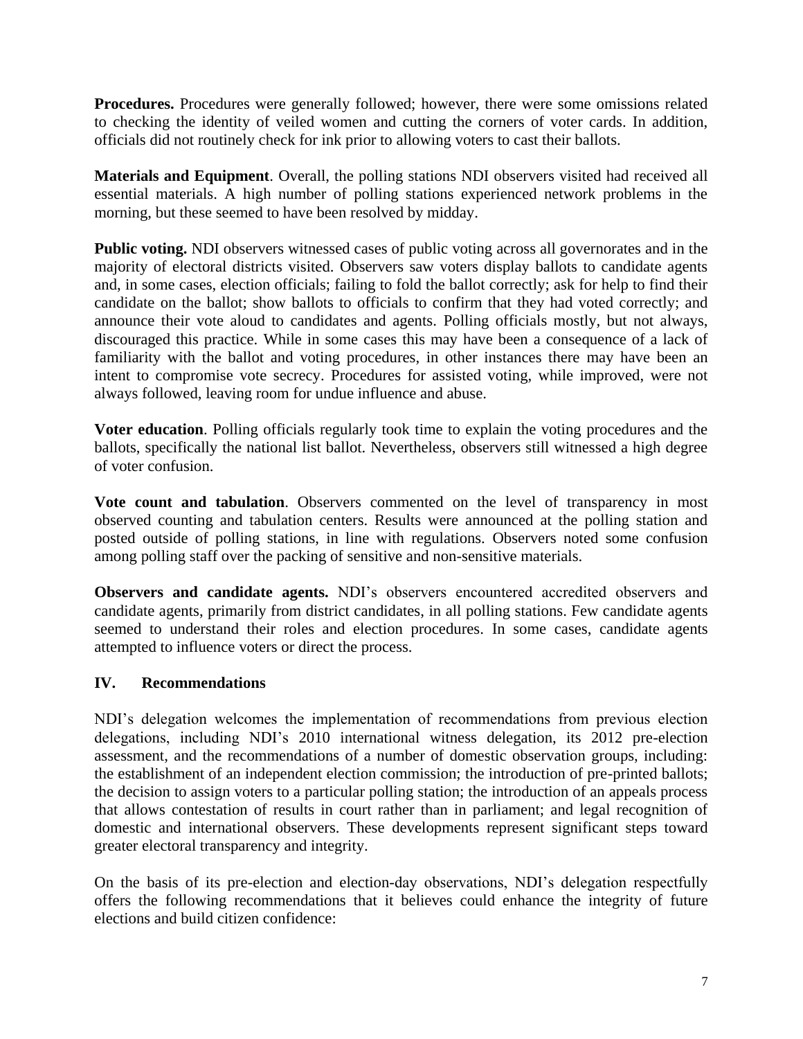**Procedures.** Procedures were generally followed; however, there were some omissions related to checking the identity of veiled women and cutting the corners of voter cards. In addition, officials did not routinely check for ink prior to allowing voters to cast their ballots.

**Materials and Equipment**. Overall, the polling stations NDI observers visited had received all essential materials. A high number of polling stations experienced network problems in the morning, but these seemed to have been resolved by midday.

**Public voting.** NDI observers witnessed cases of public voting across all governorates and in the majority of electoral districts visited. Observers saw voters display ballots to candidate agents and, in some cases, election officials; failing to fold the ballot correctly; ask for help to find their candidate on the ballot; show ballots to officials to confirm that they had voted correctly; and announce their vote aloud to candidates and agents. Polling officials mostly, but not always, discouraged this practice. While in some cases this may have been a consequence of a lack of familiarity with the ballot and voting procedures, in other instances there may have been an intent to compromise vote secrecy. Procedures for assisted voting, while improved, were not always followed, leaving room for undue influence and abuse.

**Voter education**. Polling officials regularly took time to explain the voting procedures and the ballots, specifically the national list ballot. Nevertheless, observers still witnessed a high degree of voter confusion.

**Vote count and tabulation**. Observers commented on the level of transparency in most observed counting and tabulation centers. Results were announced at the polling station and posted outside of polling stations, in line with regulations. Observers noted some confusion among polling staff over the packing of sensitive and non-sensitive materials.

**Observers and candidate agents.** NDI's observers encountered accredited observers and candidate agents, primarily from district candidates, in all polling stations. Few candidate agents seemed to understand their roles and election procedures. In some cases, candidate agents attempted to influence voters or direct the process.

## IV. Recommendations

NDI's delegation welcomes the implementation of recommendations from previous election delegations, including NDI's 2010 international witness delegation, its 2012 pre-election assessment, and the recommendations of a number of domestic observation groups, including: the establishment of an independent election commission; the introduction of pre-printed ballots; the decision to assign voters to a particular polling station; the introduction of an appeals process that allows contestation of results in court rather than in parliament; and legal recognition of domestic and international observers. These developments represent significant steps toward greater electoral transparency and integrity.

On the basis of its pre-election and election-day observations, NDI's delegation respectfully offers the following recommendations that it believes could enhance the integrity of future elections and build citizen confidence: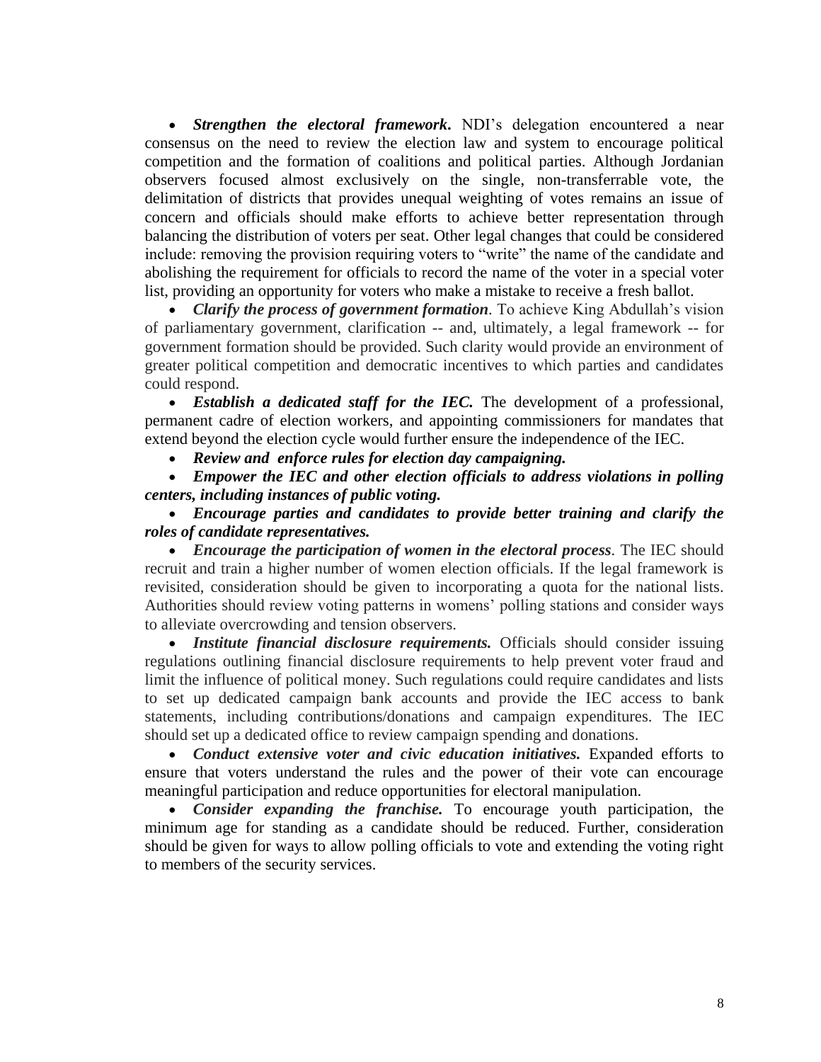- ***Strengthen the electoral framework.*** NDI's delegation encountered a near consensus on the need to review the election law and system to encourage political competition and the formation of coalitions and political parties. Although Jordanian observers focused almost exclusively on the single, non-transferrable vote, the delimitation of districts that provides unequal weighting of votes remains an issue of concern and officials should make efforts to achieve better representation through balancing the distribution of voters per seat. Other legal changes that could be considered include: removing the provision requiring voters to "write" the name of the candidate and abolishing the requirement for officials to record the name of the voter in a special voter list, providing an opportunity for voters who make a mistake to receive a fresh ballot.
- ***Clarify the process of government formation***. To achieve King Abdullah's vision of parliamentary government, clarification -- and, ultimately, a legal framework -- for government formation should be provided. Such clarity would provide an environment of greater political competition and democratic incentives to which parties and candidates could respond.
- ***Establish a dedicated staff for the IEC.*** The development of a professional, permanent cadre of election workers, and appointing commissioners for mandates that extend beyond the election cycle would further ensure the independence of the IEC.
- ***Review and enforce rules for election day campaigning.***
- ***Empower the IEC and other election officials to address violations in polling centers, including instances of public voting.***
- ***Encourage parties and candidates to provide better training and clarify the roles of candidate representatives.***
- ***Encourage the participation of women in the electoral process***. The IEC should recruit and train a higher number of women election officials. If the legal framework is revisited, consideration should be given to incorporating a quota for the national lists. Authorities should review voting patterns in womens' polling stations and consider ways to alleviate overcrowding and tension observers.
- ***Institute financial disclosure requirements.*** Officials should consider issuing regulations outlining financial disclosure requirements to help prevent voter fraud and limit the influence of political money. Such regulations could require candidates and lists to set up dedicated campaign bank accounts and provide the IEC access to bank statements, including contributions/donations and campaign expenditures. The IEC should set up a dedicated office to review campaign spending and donations.
- ***Conduct extensive voter and civic education initiatives.*** Expanded efforts to ensure that voters understand the rules and the power of their vote can encourage meaningful participation and reduce opportunities for electoral manipulation.
- ***Consider expanding the franchise.*** To encourage youth participation, the minimum age for standing as a candidate should be reduced. Further, consideration should be given for ways to allow polling officials to vote and extending the voting right to members of the security services.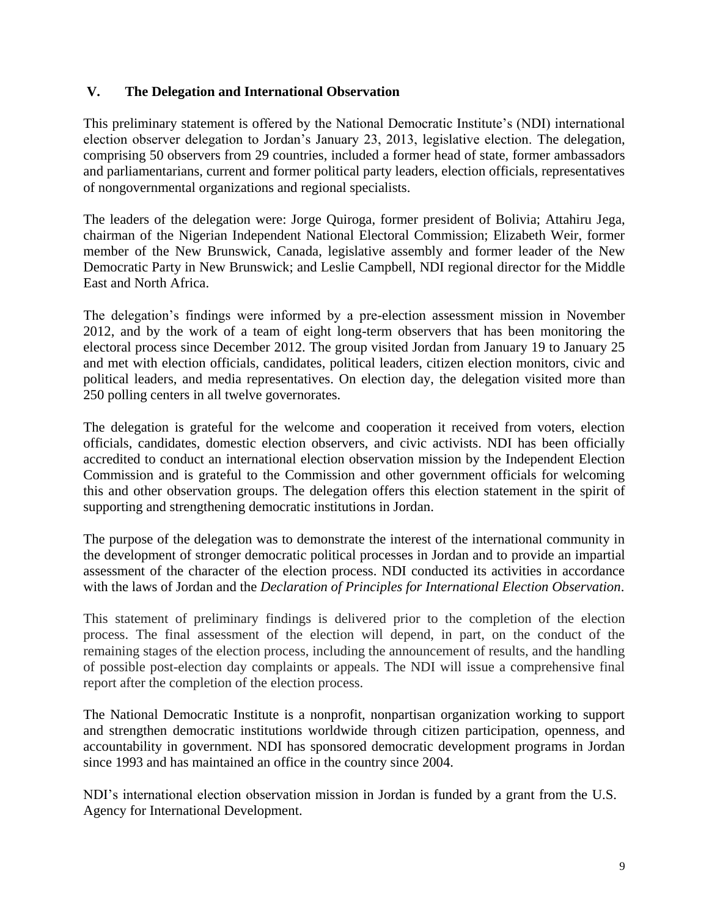## V. The Delegation and International Observation

This preliminary statement is offered by the National Democratic Institute's (NDI) international election observer delegation to Jordan's January 23, 2013, legislative election. The delegation, comprising 50 observers from 29 countries, included a former head of state, former ambassadors and parliamentarians, current and former political party leaders, election officials, representatives of nongovernmental organizations and regional specialists.

The leaders of the delegation were: Jorge Quiroga, former president of Bolivia; Attahiru Jega, chairman of the Nigerian Independent National Electoral Commission; Elizabeth Weir, former member of the New Brunswick, Canada, legislative assembly and former leader of the New Democratic Party in New Brunswick; and Leslie Campbell, NDI regional director for the Middle East and North Africa.

The delegation's findings were informed by a pre-election assessment mission in November 2012, and by the work of a team of eight long-term observers that has been monitoring the electoral process since December 2012. The group visited Jordan from January 19 to January 25 and met with election officials, candidates, political leaders, citizen election monitors, civic and political leaders, and media representatives. On election day, the delegation visited more than 250 polling centers in all twelve governorates.

The delegation is grateful for the welcome and cooperation it received from voters, election officials, candidates, domestic election observers, and civic activists. NDI has been officially accredited to conduct an international election observation mission by the Independent Election Commission and is grateful to the Commission and other government officials for welcoming this and other observation groups. The delegation offers this election statement in the spirit of supporting and strengthening democratic institutions in Jordan.

The purpose of the delegation was to demonstrate the interest of the international community in the development of stronger democratic political processes in Jordan and to provide an impartial assessment of the character of the election process. NDI conducted its activities in accordance with the laws of Jordan and the *Declaration of Principles for International Election Observation*.

This statement of preliminary findings is delivered prior to the completion of the election process. The final assessment of the election will depend, in part, on the conduct of the remaining stages of the election process, including the announcement of results, and the handling of possible post-election day complaints or appeals. The NDI will issue a comprehensive final report after the completion of the election process.

The National Democratic Institute is a nonprofit, nonpartisan organization working to support and strengthen democratic institutions worldwide through citizen participation, openness, and accountability in government. NDI has sponsored democratic development programs in Jordan since 1993 and has maintained an office in the country since 2004.

NDI's international election observation mission in Jordan is funded by a grant from the U.S. Agency for International Development.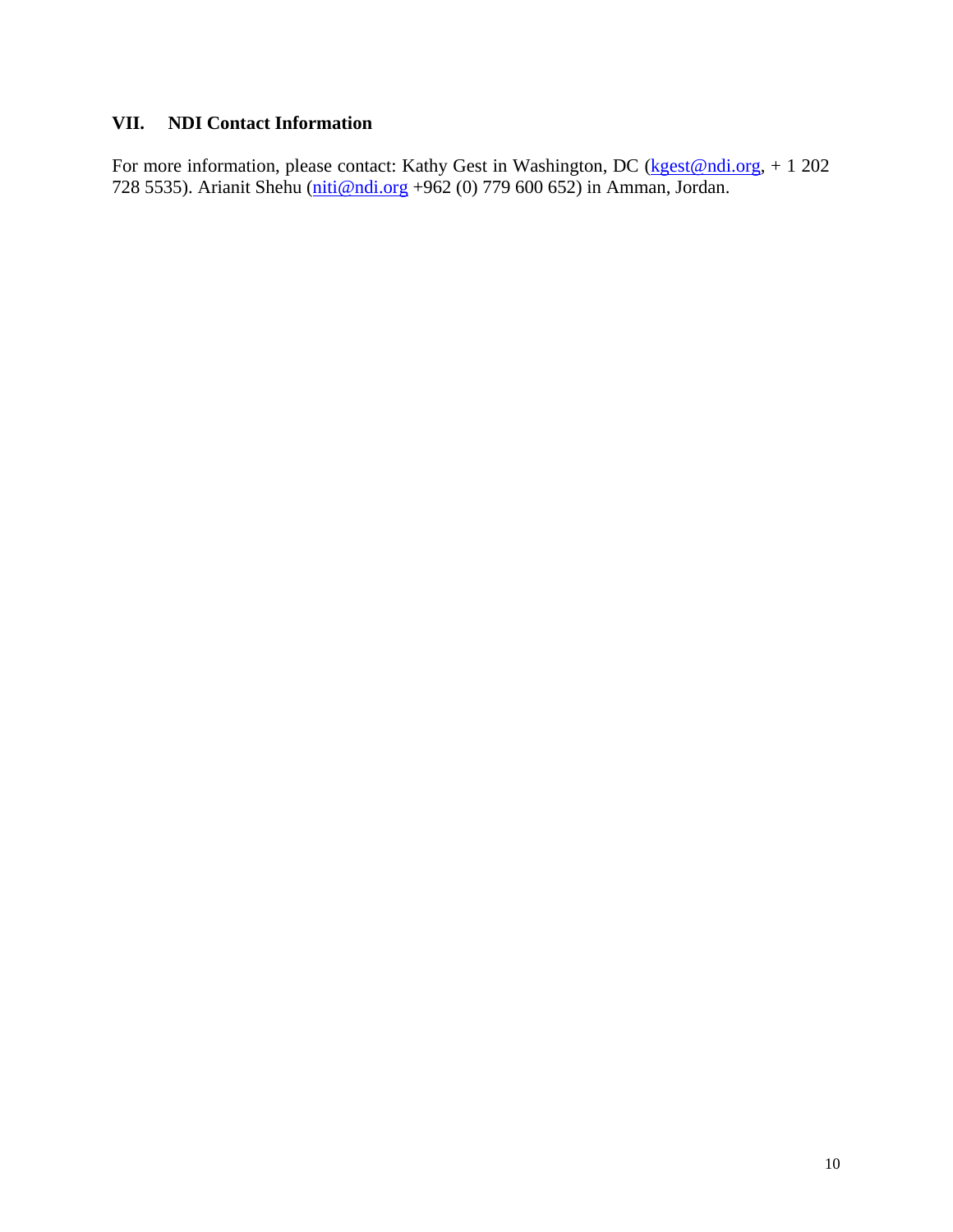## VII. NDI Contact Information

For more information, please contact: Kathy Gest in Washington, DC (kgest@ndi.org, + 1 202 728 5535). Arianit Shehu (niti@ndi.org +962 (0) 779 600 652) in Amman, Jordan.